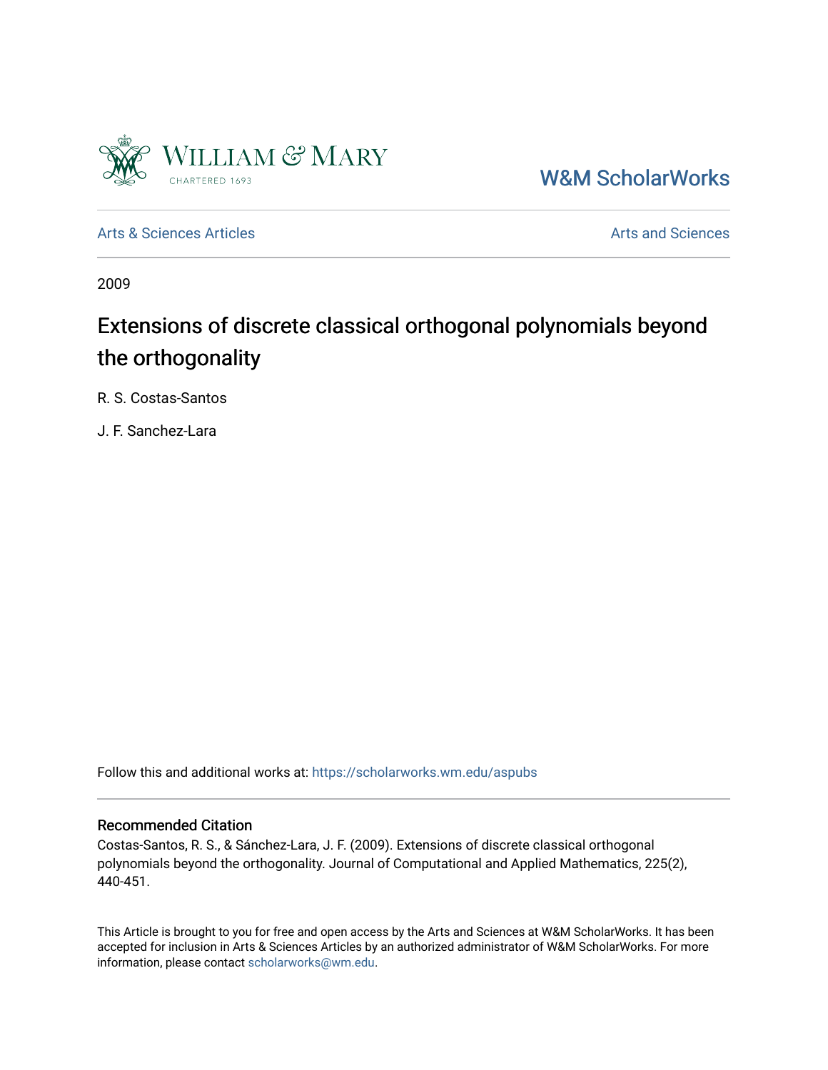W&M ScholarWorks

Arts & Sciences Articles

Arts and Sciences

2009

# Extensions of discrete classical orthogonal polynomials beyond the orthogonality

R. S. Costas-Santos

J. F. Sanchez-Lara

Follow this and additional works at: https://scholarworks.wm.edu/aspubs

## Recommended Citation

Costas-Santos, R. S., & Sánchez-Lara, J. F. (2009). Extensions of discrete classical orthogonal polynomials beyond the orthogonality. Journal of Computational and Applied Mathematics, 225(2), 440-451.

This Article is brought to you for free and open access by the Arts and Sciences at W&M ScholarWorks. It has been accepted for inclusion in Arts & Sciences Articles by an authorized administrator of W&M ScholarWorks. For more information, please contact scholarworks@wm.edu.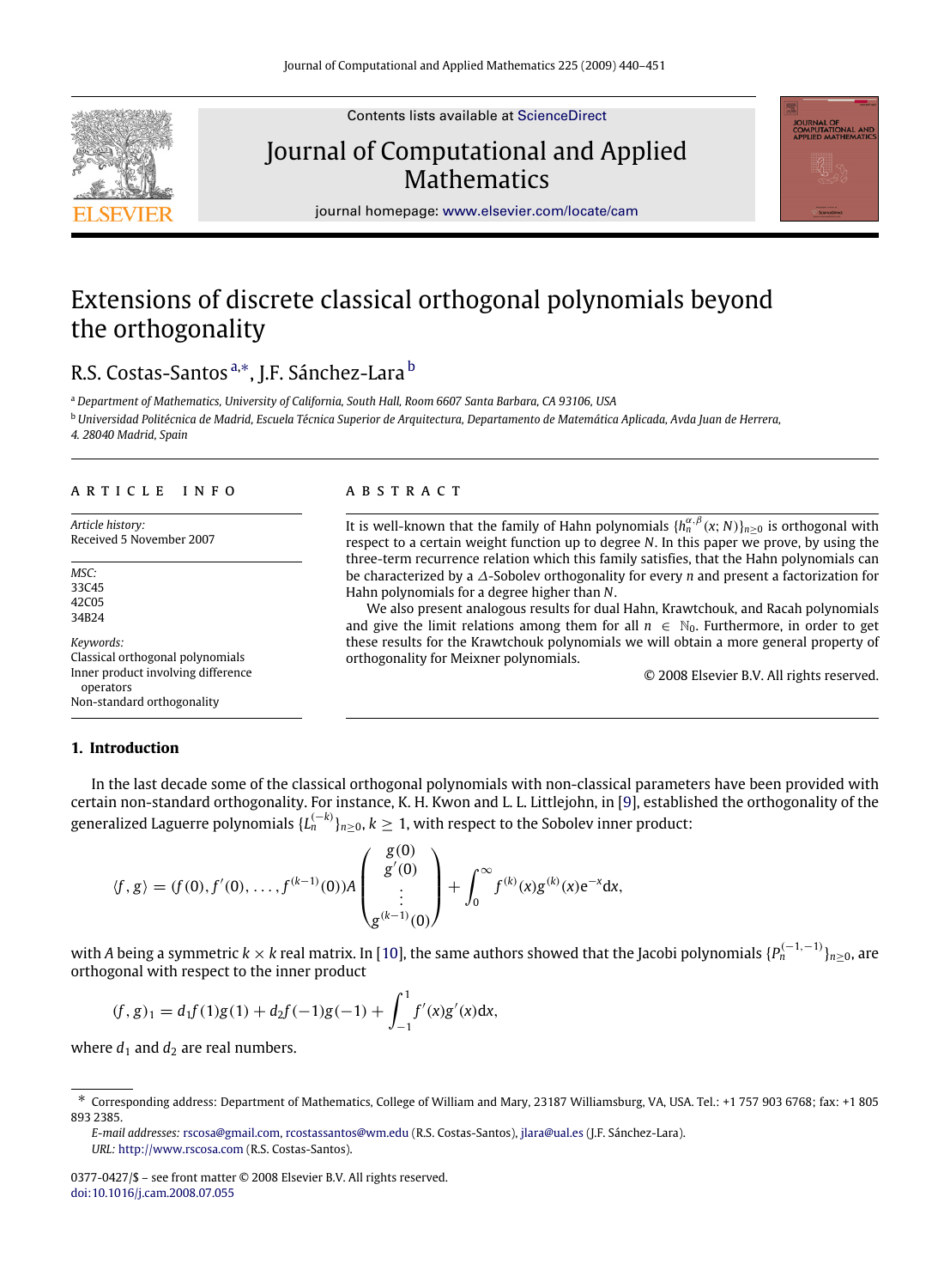# Extensions of discrete classical orthogonal polynomials beyond the orthogonality

R.S. Costas-Santos [a,*], J.F. Sánchez-Lara [b]

[a] Department of Mathematics, University of California, South Hall, Room 6607 Santa Barbara, CA 93106, USA

[b] Universidad Politécnica de Madrid, Escuela Técnica Superior de Arquitectura, Departamento de Matemática Aplicada, Avda Juan de Herrera, 4. 28040 Madrid, Spain

**ARTICLE INFO**

*Article history:*
Received 5 November 2007

*MSC:*
33C45
42C05
34B24

*Keywords:*
Classical orthogonal polynomials
Inner product involving difference operators
Non-standard orthogonality

**ABSTRACT**

It is well-known that the family of Hahn polynomials $\{h_n^{\alpha,\beta}(x;N)\}_{n\geq 0}$ is orthogonal with respect to a certain weight function up to degree $N$. In this paper we prove, by using the three-term recurrence relation which this family satisfies, that the Hahn polynomials can be characterized by a $\Delta$-Sobolev orthogonality for every $n$ and present a factorization for Hahn polynomials for a degree higher than $N$.

We also present analogous results for dual Hahn, Krawtchouk, and Racah polynomials and give the limit relations among them for all $n \in \mathbb{N}_0$. Furthermore, in order to get these results for the Krawtchouk polynomials we will obtain a more general property of orthogonality for Meixner polynomials.

© 2008 Elsevier B.V. All rights reserved.

## 1. Introduction

In the last decade some of the classical orthogonal polynomials with non-classical parameters have been provided with certain non-standard orthogonality. For instance, K. H. Kwon and L. L. Littlejohn, in [9], established the orthogonality of the generalized Laguerre polynomials $\{L_n^{(-k)}\}_{n\geq 0}$, $k \geq 1$, with respect to the Sobolev inner product:

$$\langle f, g\rangle = (f(0), f'(0), \ldots, f^{(k-1)}(0))A\begin{pmatrix} g(0) \\ g'(0) \\ \vdots \\ g^{(k-1)}(0)\end{pmatrix} + \int_0^\infty f^{(k)}(x)g^{(k)}(x)\mathrm{e}^{-x}\mathrm{d}x,$$

with $A$ being a symmetric $k \times k$ real matrix. In [10], the same authors showed that the Jacobi polynomials $\{P_n^{(-1,-1)}\}_{n\geq 0}$, are orthogonal with respect to the inner product

$$(f, g)_1 = d_1 f(1)g(1) + d_2 f(-1)g(-1) + \int_{-1}^{1} f'(x)g'(x)\mathrm{d}x,$$

where $d_1$ and $d_2$ are real numbers.

* Corresponding address: Department of Mathematics, College of William and Mary, 23187 Williamsburg, VA, USA. Tel.: +1 757 903 6768; fax: +1 805 893 2385.
*E-mail addresses:* rscosa@gmail.com, rcostassantos@wm.edu (R.S. Costas-Santos), jlara@ual.es (J.F. Sánchez-Lara).
*URL:* http://www.rscosa.com (R.S. Costas-Santos).

0377-0427/$ – see front matter © 2008 Elsevier B.V. All rights reserved.
doi:10.1016/j.cam.2008.07.055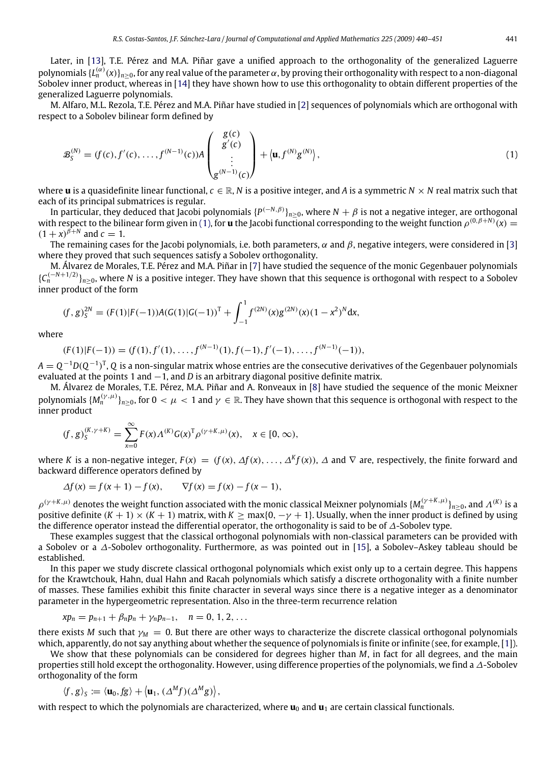Later, in [13], T.E. Pérez and M.A. Piñar gave a unified approach to the orthogonality of the generalized Laguerre polynomials $\{L_n^{(\alpha)}(x)\}_{n\geq 0}$, for any real value of the parameter $\alpha$, by proving their orthogonality with respect to a non-diagonal Sobolev inner product, whereas in [14] they have shown how to use this orthogonality to obtain different properties of the generalized Laguerre polynomials.

M. Alfaro, M.L. Rezola, T.E. Pérez and M.A. Piñar have studied in [2] sequences of polynomials which are orthogonal with respect to a Sobolev bilinear form defined by

$$\mathcal{B}_S^{(N)} = (f(c), f'(c), \ldots, f^{(N-1)}(c))A \begin{pmatrix} g(c) \\ g'(c) \\ \vdots \\ g^{(N-1)}(c) \end{pmatrix} + \left\langle \mathbf{u}, f^{(N)} g^{(N)} \right\rangle, \tag{1}$$

where $\mathbf{u}$ is a quasidefinite linear functional, $c \in \mathbb{R}$, $N$ is a positive integer, and $A$ is a symmetric $N \times N$ real matrix such that each of its principal submatrices is regular.

In particular, they deduced that Jacobi polynomials $\{P^{(-N,\beta)}\}_{n\geq 0}$, where $N + \beta$ is not a negative integer, are orthogonal with respect to the bilinear form given in (1), for $\mathbf{u}$ the Jacobi functional corresponding to the weight function $\rho^{(0,\beta+N)}(x) = (1+x)^{\beta+N}$ and $c = 1$.

The remaining cases for the Jacobi polynomials, i.e. both parameters, $\alpha$ and $\beta$, negative integers, were considered in [3] where they proved that such sequences satisfy a Sobolev orthogonality.

M. Álvarez de Morales, T.E. Pérez and M.A. Piñar in [7] have studied the sequence of the monic Gegenbauer polynomials $\{C_n^{(-N+1/2)}\}_{n\geq 0}$, where $N$ is a positive integer. They have shown that this sequence is orthogonal with respect to a Sobolev inner product of the form

$$(f, g)_S^{2N} = (F(1)|F(-1))A(G(1)|G(-1))^{\mathrm{T}} + \int_{-1}^{1} f^{(2N)}(x) g^{(2N)}(x)(1-x^2)^N \mathrm{d}x,$$

where

$$(F(1)|F(-1)) = (f(1), f'(1), \ldots, f^{(N-1)}(1), f(-1), f'(-1), \ldots, f^{(N-1)}(-1)),$$

$A = Q^{-1}D(Q^{-1})^{\mathrm{T}}$, $Q$ is a non-singular matrix whose entries are the consecutive derivatives of the Gegenbauer polynomials evaluated at the points 1 and $-1$, and $D$ is an arbitrary diagonal positive definite matrix.

M. Álvarez de Morales, T.E. Pérez, M.A. Piñar and A. Ronveaux in [8] have studied the sequence of the monic Meixner polynomials $\{M_n^{(\gamma,\mu)}\}_{n\geq 0}$, for $0 < \mu < 1$ and $\gamma \in \mathbb{R}$. They have shown that this sequence is orthogonal with respect to the inner product

$$(f, g)_S^{(K,\gamma+K)} = \sum_{x=0}^{\infty} F(x)\Lambda^{(K)} G(x)^{\mathrm{T}} \rho^{(\gamma+K,\mu)}(x), \quad x \in [0, \infty),$$

where $K$ is a non-negative integer, $F(x) = (f(x), \Delta f(x), \ldots, \Delta^K f(x))$, $\Delta$ and $\nabla$ are, respectively, the finite forward and backward difference operators defined by

$$\Delta f(x) = f(x+1) - f(x), \qquad \nabla f(x) = f(x) - f(x-1),$$

$\rho^{(\gamma+K,\mu)}$ denotes the weight function associated with the monic classical Meixner polynomials $\{M_n^{(\gamma+K,\mu)}\}_{n\geq 0}$, and $\Lambda^{(K)}$ is a positive definite $(K+1)\times(K+1)$ matrix, with $K \geq \max\{0, -\gamma+1\}$. Usually, when the inner product is defined by using the difference operator instead the differential operator, the orthogonality is said to be of $\Delta$-Sobolev type.

These examples suggest that the classical orthogonal polynomials with non-classical parameters can be provided with a Sobolev or a $\Delta$-Sobolev orthogonality. Furthermore, as was pointed out in [15], a Sobolev–Askey tableau should be established.

In this paper we study discrete classical orthogonal polynomials which exist only up to a certain degree. This happens for the Krawtchouk, Hahn, dual Hahn and Racah polynomials which satisfy a discrete orthogonality with a finite number of masses. These families exhibit this finite character in several ways since there is a negative integer as a denominator parameter in the hypergeometric representation. Also in the three-term recurrence relation

$$xp_n = p_{n+1} + \beta_n p_n + \gamma_n p_{n-1}, \quad n = 0, 1, 2, \ldots$$

there exists $M$ such that $\gamma_M = 0$. But there are other ways to characterize the discrete classical orthogonal polynomials which, apparently, do not say anything about whether the sequence of polynomials is finite or infinite (see, for example, [1]).

We show that these polynomials can be considered for degrees higher than $M$, in fact for all degrees, and the main properties still hold except the orthogonality. However, using difference properties of the polynomials, we find a $\Delta$-Sobolev orthogonality of the form

$$\langle f, g\rangle_S := \langle \mathbf{u}_0, fg\rangle + \left\langle \mathbf{u}_1, (\Delta^M f)(\Delta^M g)\right\rangle,$$

with respect to which the polynomials are characterized, where $\mathbf{u}_0$ and $\mathbf{u}_1$ are certain classical functionals.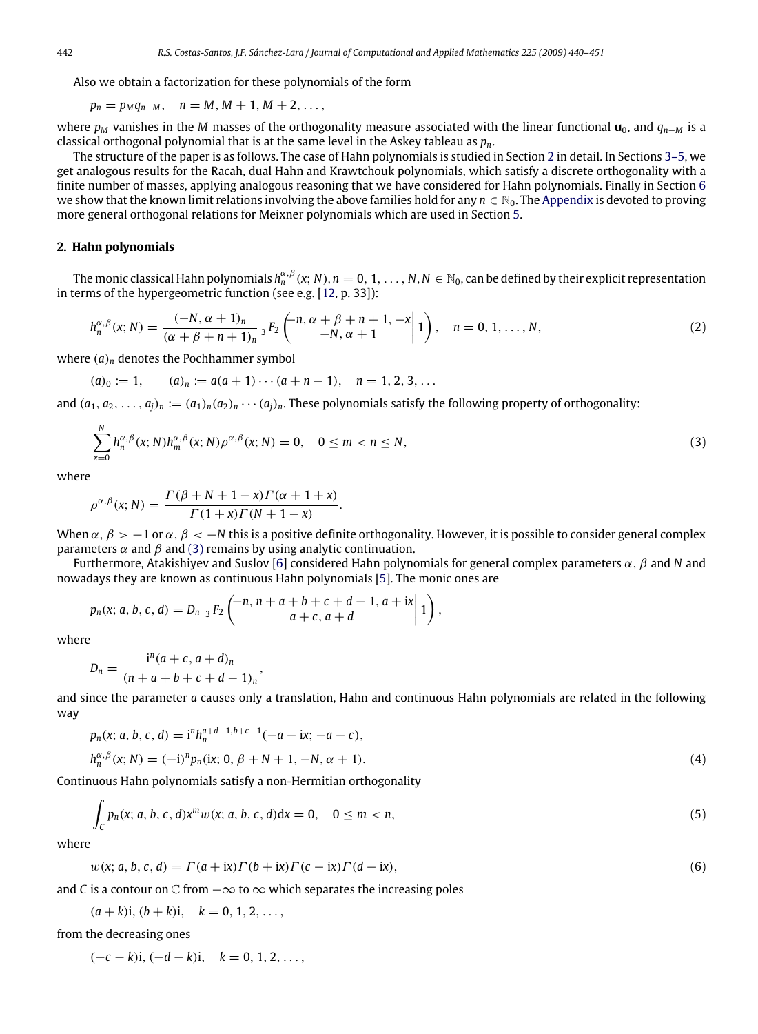Also we obtain a factorization for these polynomials of the form

$$p_n = p_M q_{n-M}, \quad n = M, M+1, M+2, \ldots,$$

where $p_M$ vanishes in the $M$ masses of the orthogonality measure associated with the linear functional $\mathbf{u}_0$, and $q_{n-M}$ is a classical orthogonal polynomial that is at the same level in the Askey tableau as $p_n$.

The structure of the paper is as follows. The case of Hahn polynomials is studied in Section 2 in detail. In Sections 3–5, we get analogous results for the Racah, dual Hahn and Krawtchouk polynomials, which satisfy a discrete orthogonality with a finite number of masses, applying analogous reasoning that we have considered for Hahn polynomials. Finally in Section 6 we show that the known limit relations involving the above families hold for any $n \in \mathbb{N}_0$. The Appendix is devoted to proving more general orthogonal relations for Meixner polynomials which are used in Section 5.

## 2. Hahn polynomials

The monic classical Hahn polynomials $h_n^{\alpha,\beta}(x; N), n = 0, 1, \ldots, N, N \in \mathbb{N}_0$, can be defined by their explicit representation in terms of the hypergeometric function (see e.g. [12, p. 33]):

$$h_n^{\alpha,\beta}(x; N) = \frac{(-N, \alpha+1)_n}{(\alpha+\beta+n+1)_n} \, {}_3F_2\left( \left. \begin{matrix} -n, \alpha+\beta+n+1, -x \\ -N, \alpha+1 \end{matrix} \right| 1 \right), \quad n = 0, 1, \ldots, N, \tag{2}$$

where $(a)_n$ denotes the Pochhammer symbol

$$(a)_0 := 1, \qquad (a)_n := a(a+1)\cdots(a+n-1), \quad n = 1, 2, 3, \ldots$$

and $(a_1, a_2, \ldots, a_j)_n := (a_1)_n (a_2)_n \cdots (a_j)_n$. These polynomials satisfy the following property of orthogonality:

$$\sum_{x=0}^{N} h_n^{\alpha,\beta}(x; N) h_m^{\alpha,\beta}(x; N) \rho^{\alpha,\beta}(x; N) = 0, \quad 0 \le m < n \le N, \tag{3}$$

where

$$\rho^{\alpha,\beta}(x; N) = \frac{\Gamma(\beta+N+1-x)\Gamma(\alpha+1+x)}{\Gamma(1+x)\Gamma(N+1-x)}.$$

When $\alpha, \beta > -1$ or $\alpha, \beta < -N$ this is a positive definite orthogonality. However, it is possible to consider general complex parameters $\alpha$ and $\beta$ and (3) remains by using analytic continuation.

Furthermore, Atakishiyev and Suslov [6] considered Hahn polynomials for general complex parameters $\alpha$, $\beta$ and $N$ and nowadays they are known as continuous Hahn polynomials [5]. The monic ones are

$$p_n(x; a, b, c, d) = D_n \, {}_3F_2\left( \left. \begin{matrix} -n, n+a+b+c+d-1, a+\mathrm{i}x \\ a+c, a+d \end{matrix} \right| 1 \right),$$

where

$$D_n = \frac{\mathrm{i}^n (a+c, a+d)_n}{(n+a+b+c+d-1)_n},$$

and since the parameter $a$ causes only a translation, Hahn and continuous Hahn polynomials are related in the following way

$$p_n(x; a, b, c, d) = \mathrm{i}^n h_n^{a+d-1, b+c-1}(-a-\mathrm{i}x; -a-c),$$

$$h_n^{\alpha,\beta}(x; N) = (-\mathrm{i})^n p_n(\mathrm{i}x; 0, \beta+N+1, -N, \alpha+1). \tag{4}$$

Continuous Hahn polynomials satisfy a non-Hermitian orthogonality

$$\int_C p_n(x; a, b, c, d) x^m w(x; a, b, c, d) \mathrm{d}x = 0, \quad 0 \le m < n, \tag{5}$$

where

$$w(x; a, b, c, d) = \Gamma(a+\mathrm{i}x)\Gamma(b+\mathrm{i}x)\Gamma(c-\mathrm{i}x)\Gamma(d-\mathrm{i}x), \tag{6}$$

and $C$ is a contour on $\mathbb{C}$ from $-\infty$ to $\infty$ which separates the increasing poles

$$(a+k)\mathrm{i}, (b+k)\mathrm{i}, \quad k = 0, 1, 2, \ldots,$$

from the decreasing ones

$$(-c-k)\mathrm{i}, (-d-k)\mathrm{i}, \quad k = 0, 1, 2, \ldots,$$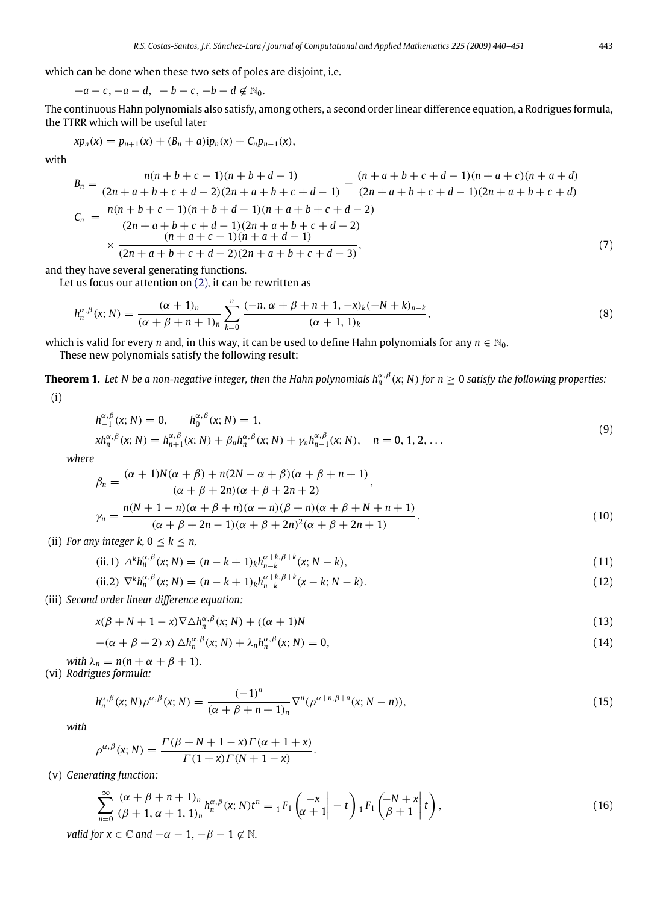which can be done when these two sets of poles are disjoint, i.e.

$$-a-c,\ -a-d,\ \ -b-c,\ -b-d \notin \mathbb{N}_0.$$

The continuous Hahn polynomials also satisfy, among others, a second order linear difference equation, a Rodrigues formula, the TTRR which will be useful later

$$xp_n(x) = p_{n+1}(x) + (B_n + a)\mathrm{i}p_n(x) + C_n p_{n-1}(x),$$

with

$$B_n = \frac{n(n+b+c-1)(n+b+d-1)}{(2n+a+b+c+d-2)(2n+a+b+c+d-1)} - \frac{(n+a+b+c+d-1)(n+a+c)(n+a+d)}{(2n+a+b+c+d-1)(2n+a+b+c+d)}$$

$$C_n = \frac{n(n+b+c-1)(n+b+d-1)(n+a+b+c+d-2)}{(2n+a+b+c+d-1)(2n+a+b+c+d-2)} \times \frac{(n+a+c-1)(n+a+d-1)}{(2n+a+b+c+d-2)(2n+a+b+c+d-3)}, \tag{7}$$

and they have several generating functions.

Let us focus our attention on (2), it can be rewritten as

$$h_n^{\alpha,\beta}(x;N) = \frac{(\alpha+1)_n}{(\alpha+\beta+n+1)_n}\sum_{k=0}^{n}\frac{(-n,\alpha+\beta+n+1,-x)_k(-N+k)_{n-k}}{(\alpha+1,1)_k}, \tag{8}$$

which is valid for every $n$ and, in this way, it can be used to define Hahn polynomials for any $n \in \mathbb{N}_0$.

These new polynomials satisfy the following result:

**Theorem 1.** *Let $N$ be a non-negative integer, then the Hahn polynomials $h_n^{\alpha,\beta}(x;N)$ for $n \geq 0$ satisfy the following properties:*

(i)

$$h_{-1}^{\alpha,\beta}(x;N) = 0, \qquad h_0^{\alpha,\beta}(x;N) = 1,$$
$$xh_n^{\alpha,\beta}(x;N) = h_{n+1}^{\alpha,\beta}(x;N) + \beta_n h_n^{\alpha,\beta}(x;N) + \gamma_n h_{n-1}^{\alpha,\beta}(x;N), \quad n = 0,1,2,\ldots \tag{9}$$

*where*

$$\beta_n = \frac{(\alpha+1)N(\alpha+\beta) + n(2N-\alpha+\beta)(\alpha+\beta+n+1)}{(\alpha+\beta+2n)(\alpha+\beta+2n+2)},$$

$$\gamma_n = \frac{n(N+1-n)(\alpha+\beta+n)(\alpha+n)(\beta+n)(\alpha+\beta+N+n+1)}{(\alpha+\beta+2n-1)(\alpha+\beta+2n)^2(\alpha+\beta+2n+1)}. \tag{10}$$

(ii) *For any integer $k$, $0 \leq k \leq n$,*

$$\text{(ii.1)}\ \ \Delta^k h_n^{\alpha,\beta}(x;N) = (n-k+1)_k h_{n-k}^{\alpha+k,\beta+k}(x;N-k), \tag{11}$$

$$\text{(ii.2)}\ \ \nabla^k h_n^{\alpha,\beta}(x;N) = (n-k+1)_k h_{n-k}^{\alpha+k,\beta+k}(x-k;N-k). \tag{12}$$

(iii) *Second order linear difference equation:*

$$x(\beta+N+1-x)\nabla\triangle h_n^{\alpha,\beta}(x;N) + ((\alpha+1)N \tag{13}$$

$$-(\alpha+\beta+2)\,x)\,\triangle h_n^{\alpha,\beta}(x;N) + \lambda_n h_n^{\alpha,\beta}(x;N) = 0, \tag{14}$$

*with $\lambda_n = n(n+\alpha+\beta+1)$.*

(vi) *Rodrigues formula:*

$$h_n^{\alpha,\beta}(x;N)\rho^{\alpha,\beta}(x;N) = \frac{(-1)^n}{(\alpha+\beta+n+1)_n}\nabla^n(\rho^{\alpha+n,\beta+n}(x;N-n)), \tag{15}$$

*with*

$$\rho^{\alpha,\beta}(x;N) = \frac{\Gamma(\beta+N+1-x)\Gamma(\alpha+1+x)}{\Gamma(1+x)\Gamma(N+1-x)}.$$

(v) *Generating function:*

$$\sum_{n=0}^{\infty}\frac{(\alpha+\beta+n+1)_n}{(\beta+1,\alpha+1,1)_n}h_n^{\alpha,\beta}(x;N)t^n = {}_1F_1\left(\left.\begin{matrix}-x\\ \alpha+1\end{matrix}\right| -t\right){}_1F_1\left(\left.\begin{matrix}-N+x\\ \beta+1\end{matrix}\right| t\right), \tag{16}$$

*valid for $x \in \mathbb{C}$ and $-\alpha-1, -\beta-1 \notin \mathbb{N}$.*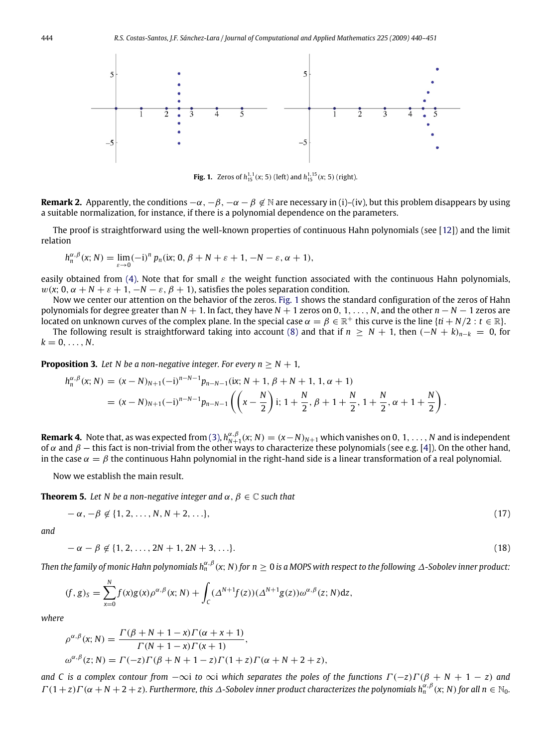**Fig. 1.** Zeros of $h_{15}^{1,1}(x;5)$ (left) and $h_{15}^{1,15}(x;5)$ (right).

**Remark 2.** Apparently, the conditions $-\alpha, -\beta, -\alpha-\beta \notin \mathbb{N}$ are necessary in (i)–(iv), but this problem disappears by using a suitable normalization, for instance, if there is a polynomial dependence on the parameters.

The proof is straightforward using the well-known properties of continuous Hahn polynomials (see [12]) and the limit relation

$$h_n^{\alpha,\beta}(x;N) = \lim_{\varepsilon\to 0}(-\mathrm{i})^n\, p_n(\mathrm{i}x; 0, \beta+N+\varepsilon+1, -N-\varepsilon, \alpha+1),$$

easily obtained from (4). Note that for small $\varepsilon$ the weight function associated with the continuous Hahn polynomials, $w(x; 0, \alpha+N+\varepsilon+1, -N-\varepsilon, \beta+1)$, satisfies the poles separation condition.

Now we center our attention on the behavior of the zeros. Fig. 1 shows the standard configuration of the zeros of Hahn polynomials for degree greater than $N+1$. In fact, they have $N+1$ zeros on $0, 1, \ldots, N$, and the other $n-N-1$ zeros are located on unknown curves of the complex plane. In the special case $\alpha=\beta\in\mathbb{R}^+$ this curve is the line $\{t\mathrm{i}+N/2 : t\in\mathbb{R}\}$.

The following result is straightforward taking into account (8) and that if $n \geq N+1$, then $(-N+k)_{n-k} = 0$, for $k = 0, \ldots, N$.

**Proposition 3.** *Let $N$ be a non-negative integer. For every $n \geq N+1$,*

$$\begin{aligned} h_n^{\alpha,\beta}(x;N) &= (x-N)_{N+1}(-\mathrm{i})^{n-N-1}p_{n-N-1}(\mathrm{i}x; N+1, \beta+N+1, 1, \alpha+1) \\ &= (x-N)_{N+1}(-\mathrm{i})^{n-N-1}p_{n-N-1}\left(\left(x-\frac{N}{2}\right)\mathrm{i}; 1+\frac{N}{2}, \beta+1+\frac{N}{2}, 1+\frac{N}{2}, \alpha+1+\frac{N}{2}\right). \end{aligned}$$

**Remark 4.** Note that, as was expected from (3), $h_{N+1}^{\alpha,\beta}(x;N) = (x-N)_{N+1}$ which vanishes on $0, 1, \ldots, N$ and is independent of $\alpha$ and $\beta$ — this fact is non-trivial from the other ways to characterize these polynomials (see e.g. [4]). On the other hand, in the case $\alpha=\beta$ the continuous Hahn polynomial in the right-hand side is a linear transformation of a real polynomial.

Now we establish the main result.

**Theorem 5.** *Let $N$ be a non-negative integer and $\alpha, \beta \in \mathbb{C}$ such that*

$$-\alpha, -\beta \notin \{1, 2, \ldots, N, N+2, \ldots\}, \tag{17}$$

*and*

$$-\alpha-\beta \notin \{1, 2, \ldots, 2N+1, 2N+3, \ldots\}. \tag{18}$$

*Then the family of monic Hahn polynomials $h_n^{\alpha,\beta}(x;N)$ for $n \geq 0$ is a MOPS with respect to the following $\Delta$-Sobolev inner product:*

$$(f,g)_S = \sum_{x=0}^{N} f(x)g(x)\rho^{\alpha,\beta}(x;N) + \int_C (\Delta^{N+1}f(z))(\Delta^{N+1}g(z))\omega^{\alpha,\beta}(z;N)\mathrm{d}z,$$

*where*

$$\rho^{\alpha,\beta}(x;N) = \frac{\Gamma(\beta+N+1-x)\Gamma(\alpha+x+1)}{\Gamma(N+1-x)\Gamma(x+1)},$$

$$\omega^{\alpha,\beta}(z;N) = \Gamma(-z)\Gamma(\beta+N+1-z)\Gamma(1+z)\Gamma(\alpha+N+2+z),$$

*and $C$ is a complex contour from $-\infty\mathrm{i}$ to $\infty\mathrm{i}$ which separates the poles of the functions $\Gamma(-z)\Gamma(\beta+N+1-z)$ and $\Gamma(1+z)\Gamma(\alpha+N+2+z)$. Furthermore, this $\Delta$-Sobolev inner product characterizes the polynomials $h_n^{\alpha,\beta}(x;N)$ for all $n\in\mathbb{N}_0$.*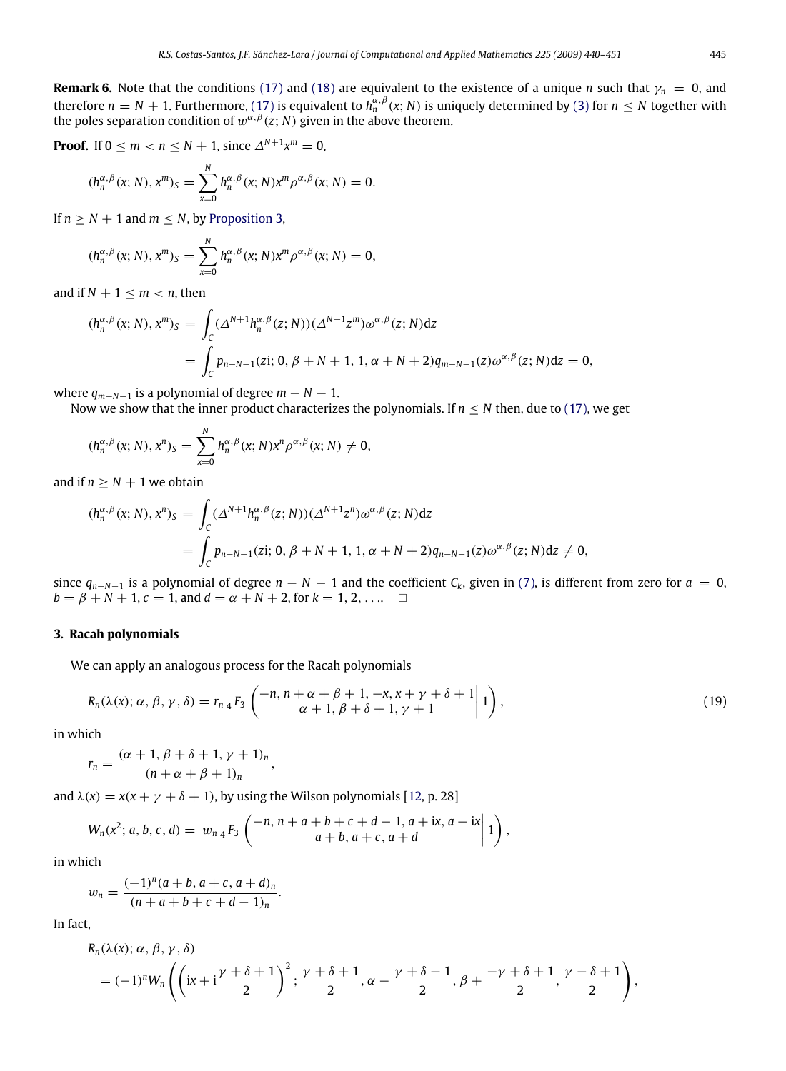**Remark 6.** Note that the conditions (17) and (18) are equivalent to the existence of a unique $n$ such that $\gamma_n = 0$, and therefore $n = N + 1$. Furthermore, (17) is equivalent to $h_n^{\alpha,\beta}(x; N)$ is uniquely determined by (3) for $n \leq N$ together with the poles separation condition of $w^{\alpha,\beta}(z; N)$ given in the above theorem.

**Proof.** If $0 \leq m < n \leq N + 1$, since $\Delta^{N+1} x^m = 0$,

$$(h_n^{\alpha,\beta}(x; N), x^m)_S = \sum_{x=0}^{N} h_n^{\alpha,\beta}(x; N) x^m \rho^{\alpha,\beta}(x; N) = 0.$$

If $n \geq N + 1$ and $m \leq N$, by Proposition 3,

$$(h_n^{\alpha,\beta}(x; N), x^m)_S = \sum_{x=0}^{N} h_n^{\alpha,\beta}(x; N) x^m \rho^{\alpha,\beta}(x; N) = 0,$$

and if $N + 1 \leq m < n$, then

$$\begin{aligned}(h_n^{\alpha,\beta}(x; N), x^m)_S &= \int_C (\Delta^{N+1} h_n^{\alpha,\beta}(z; N))(\Delta^{N+1} z^m)\omega^{\alpha,\beta}(z; N)\mathrm{d}z \\ &= \int_C p_{n-N-1}(z\mathrm{i}; 0, \beta + N + 1, 1, \alpha + N + 2) q_{m-N-1}(z)\omega^{\alpha,\beta}(z; N)\mathrm{d}z = 0,\end{aligned}$$

where $q_{m-N-1}$ is a polynomial of degree $m - N - 1$.

Now we show that the inner product characterizes the polynomials. If $n \leq N$ then, due to (17), we get

$$(h_n^{\alpha,\beta}(x; N), x^n)_S = \sum_{x=0}^{N} h_n^{\alpha,\beta}(x; N) x^n \rho^{\alpha,\beta}(x; N) \neq 0,$$

and if $n \geq N + 1$ we obtain

$$\begin{aligned}(h_n^{\alpha,\beta}(x; N), x^n)_S &= \int_C (\Delta^{N+1} h_n^{\alpha,\beta}(z; N))(\Delta^{N+1} z^n)\omega^{\alpha,\beta}(z; N)\mathrm{d}z \\ &= \int_C p_{n-N-1}(z\mathrm{i}; 0, \beta + N + 1, 1, \alpha + N + 2) q_{n-N-1}(z)\omega^{\alpha,\beta}(z; N)\mathrm{d}z \neq 0,\end{aligned}$$

since $q_{n-N-1}$ is a polynomial of degree $n - N - 1$ and the coefficient $C_k$, given in (7), is different from zero for $a = 0$, $b = \beta + N + 1$, $c = 1$, and $d = \alpha + N + 2$, for $k = 1, 2, \ldots$. $\square$

## 3. Racah polynomials

We can apply an analogous process for the Racah polynomials

$$R_n(\lambda(x); \alpha, \beta, \gamma, \delta) = r_n \, {}_4F_3\left(\left.\begin{matrix}-n, n + \alpha + \beta + 1, -x, x + \gamma + \delta + 1 \\ \alpha + 1, \beta + \delta + 1, \gamma + 1\end{matrix}\right| 1\right), \tag{19}$$

in which

$$r_n = \frac{(\alpha + 1, \beta + \delta + 1, \gamma + 1)_n}{(n + \alpha + \beta + 1)_n},$$

and $\lambda(x) = x(x + \gamma + \delta + 1)$, by using the Wilson polynomials [12, p. 28]

$$W_n(x^2; a, b, c, d) = w_n \, {}_4F_3\left(\left.\begin{matrix}-n, n + a + b + c + d - 1, a + \mathrm{i}x, a - \mathrm{i}x \\ a + b, a + c, a + d\end{matrix}\right| 1\right),$$

in which

$$w_n = \frac{(-1)^n (a + b, a + c, a + d)_n}{(n + a + b + c + d - 1)_n}.$$

In fact,

$$\begin{aligned}&R_n(\lambda(x); \alpha, \beta, \gamma, \delta) \\ &= (-1)^n W_n\left(\left(\mathrm{i}x + \mathrm{i}\frac{\gamma + \delta + 1}{2}\right)^2; \frac{\gamma + \delta + 1}{2}, \alpha - \frac{\gamma + \delta - 1}{2}, \beta + \frac{-\gamma + \delta + 1}{2}, \frac{\gamma - \delta + 1}{2}\right),\end{aligned}$$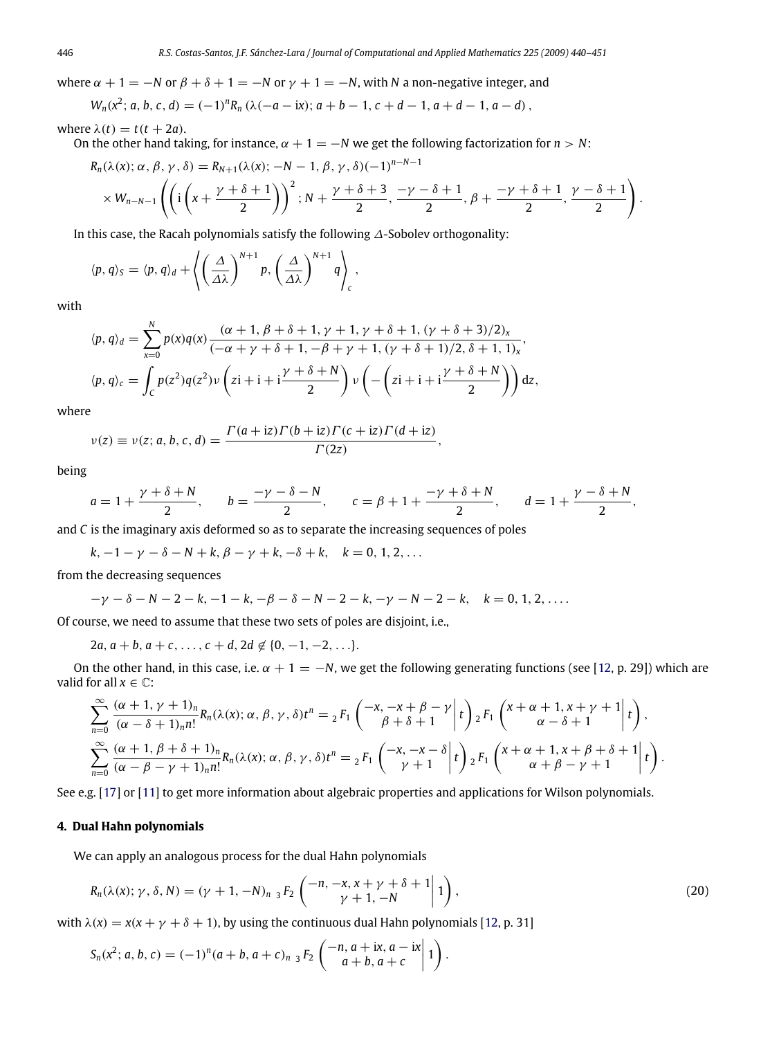where $\alpha + 1 = -N$ or $\beta + \delta + 1 = -N$ or $\gamma + 1 = -N$, with $N$ a non-negative integer, and

$$W_n(x^2; a, b, c, d) = (-1)^n R_n(\lambda(-a - \mathrm{i}x); a + b - 1, c + d - 1, a + d - 1, a - d),$$

where $\lambda(t) = t(t + 2a)$.

On the other hand taking, for instance, $\alpha + 1 = -N$ we get the following factorization for $n > N$:

$$R_n(\lambda(x); \alpha, \beta, \gamma, \delta) = R_{N+1}(\lambda(x); -N - 1, \beta, \gamma, \delta)(-1)^{n-N-1}$$
$$\times W_{n-N-1}\left(\left(\mathrm{i}\left(x + \frac{\gamma + \delta + 1}{2}\right)\right)^2; N + \frac{\gamma + \delta + 3}{2}, \frac{-\gamma - \delta + 1}{2}, \beta + \frac{-\gamma + \delta + 1}{2}, \frac{\gamma - \delta + 1}{2}\right).$$

In this case, the Racah polynomials satisfy the following $\Delta$-Sobolev orthogonality:

$$\langle p, q\rangle_S = \langle p, q\rangle_d + \left\langle \left(\frac{\Delta}{\Delta\lambda}\right)^{N+1} p, \left(\frac{\Delta}{\Delta\lambda}\right)^{N+1} q \right\rangle_c,$$

with

$$\langle p, q\rangle_d = \sum_{x=0}^{N} p(x)q(x)\frac{(\alpha + 1, \beta + \delta + 1, \gamma + 1, \gamma + \delta + 1, (\gamma + \delta + 3)/2)_x}{(-\alpha + \gamma + \delta + 1, -\beta + \gamma + 1, (\gamma + \delta + 1)/2, \delta + 1, 1)_x},$$

$$\langle p, q\rangle_c = \int_C p(z^2)q(z^2)\nu\left(z\mathrm{i} + \mathrm{i} + \mathrm{i}\frac{\gamma + \delta + N}{2}\right)\nu\left(-\left(z\mathrm{i} + \mathrm{i} + \mathrm{i}\frac{\gamma + \delta + N}{2}\right)\right)\mathrm{d}z,$$

where

$$\nu(z) \equiv \nu(z; a, b, c, d) = \frac{\Gamma(a + \mathrm{i}z)\Gamma(b + \mathrm{i}z)\Gamma(c + \mathrm{i}z)\Gamma(d + \mathrm{i}z)}{\Gamma(2z)},$$

being

$$a = 1 + \frac{\gamma + \delta + N}{2}, \qquad b = \frac{-\gamma - \delta - N}{2}, \qquad c = \beta + 1 + \frac{-\gamma + \delta + N}{2}, \qquad d = 1 + \frac{\gamma - \delta + N}{2},$$

and $C$ is the imaginary axis deformed so as to separate the increasing sequences of poles

$$k, -1 - \gamma - \delta - N + k, \beta - \gamma + k, -\delta + k, \quad k = 0, 1, 2, \ldots$$

from the decreasing sequences

$$-\gamma - \delta - N - 2 - k, -1 - k, -\beta - \delta - N - 2 - k, -\gamma - N - 2 - k, \quad k = 0, 1, 2, \ldots.$$

Of course, we need to assume that these two sets of poles are disjoint, i.e.,

$$2a, a + b, a + c, \ldots, c + d, 2d \notin \{0, -1, -2, \ldots\}.$$

On the other hand, in this case, i.e. $\alpha + 1 = -N$, we get the following generating functions (see [12, p. 29]) which are valid for all $x \in \mathbb{C}$:

$$\sum_{n=0}^{\infty}\frac{(\alpha + 1, \gamma + 1)_n}{(\alpha - \delta + 1)_n n!}R_n(\lambda(x); \alpha, \beta, \gamma, \delta)t^n = {}_2F_1\left(\left.\begin{matrix}-x, -x + \beta - \gamma\\ \beta + \delta + 1\end{matrix}\right| t\right){}_2F_1\left(\left.\begin{matrix}x + \alpha + 1, x + \gamma + 1\\ \alpha - \delta + 1\end{matrix}\right| t\right),$$

$$\sum_{n=0}^{\infty}\frac{(\alpha + 1, \beta + \delta + 1)_n}{(\alpha - \beta - \gamma + 1)_n n!}R_n(\lambda(x); \alpha, \beta, \gamma, \delta)t^n = {}_2F_1\left(\left.\begin{matrix}-x, -x - \delta\\ \gamma + 1\end{matrix}\right| t\right){}_2F_1\left(\left.\begin{matrix}x + \alpha + 1, x + \beta + \delta + 1\\ \alpha + \beta - \gamma + 1\end{matrix}\right| t\right).$$

See e.g. [17] or [11] to get more information about algebraic properties and applications for Wilson polynomials.

## 4. Dual Hahn polynomials

We can apply an analogous process for the dual Hahn polynomials

$$R_n(\lambda(x); \gamma, \delta, N) = (\gamma + 1, -N)_n\, {}_3F_2\left(\left.\begin{matrix}-n, -x, x + \gamma + \delta + 1\\ \gamma + 1, -N\end{matrix}\right| 1\right), \tag{20}$$

with $\lambda(x) = x(x + \gamma + \delta + 1)$, by using the continuous dual Hahn polynomials [12, p. 31]

$$S_n(x^2; a, b, c) = (-1)^n(a + b, a + c)_n\, {}_3F_2\left(\left.\begin{matrix}-n, a + \mathrm{i}x, a - \mathrm{i}x\\ a + b, a + c\end{matrix}\right| 1\right).$$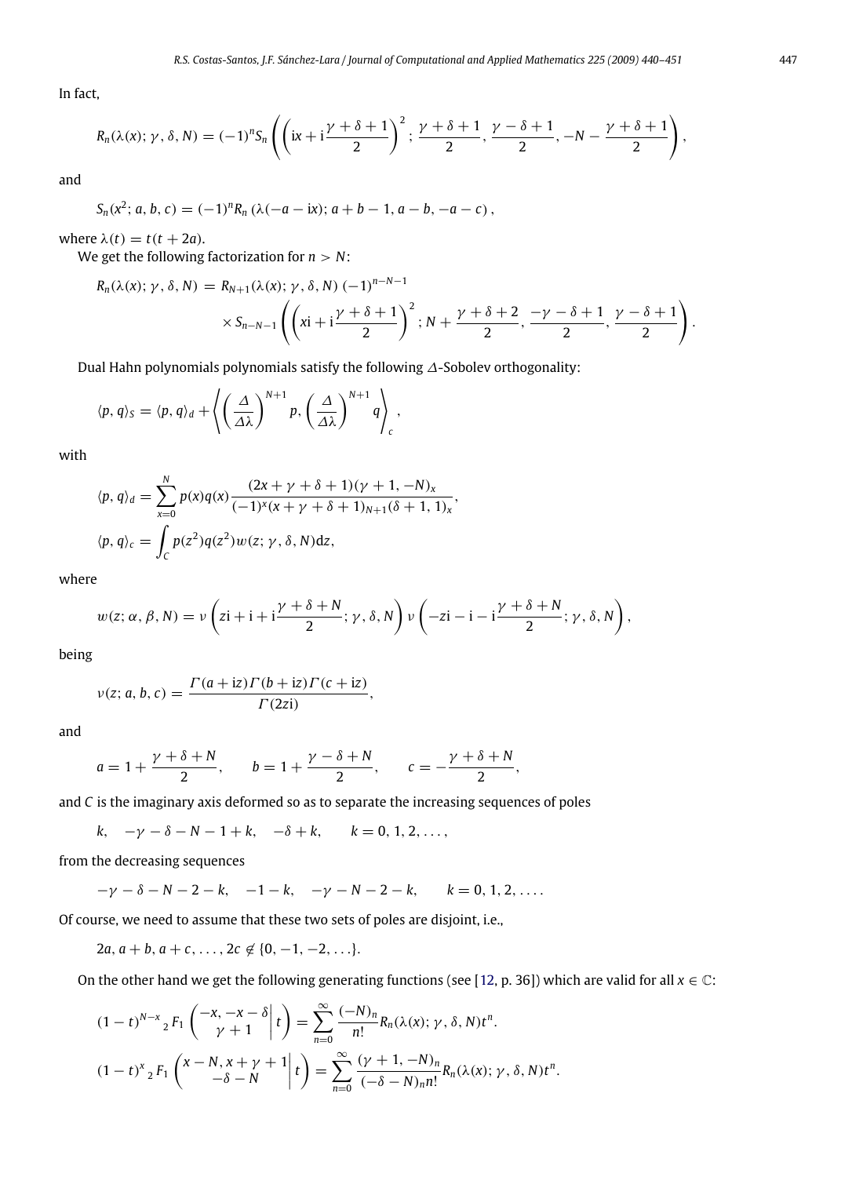In fact,

$$R_n(\lambda(x);\gamma,\delta,N) = (-1)^n S_n\left(\left(\mathrm{i}x + \mathrm{i}\frac{\gamma+\delta+1}{2}\right)^2; \frac{\gamma+\delta+1}{2}, \frac{\gamma-\delta+1}{2}, -N-\frac{\gamma+\delta+1}{2}\right),$$

and

$$S_n(x^2;a,b,c) = (-1)^n R_n\left(\lambda(-a-\mathrm{i}x); a+b-1, a-b, -a-c\right),$$

where $\lambda(t) = t(t+2a)$.

We get the following factorization for $n > N$:

$$R_n(\lambda(x);\gamma,\delta,N) = R_{N+1}(\lambda(x);\gamma,\delta,N)\,(-1)^{n-N-1} \times S_{n-N-1}\left(\left(x\mathrm{i} + \mathrm{i}\frac{\gamma+\delta+1}{2}\right)^2; N+\frac{\gamma+\delta+2}{2}, \frac{-\gamma-\delta+1}{2}, \frac{\gamma-\delta+1}{2}\right).$$

Dual Hahn polynomials polynomials satisfy the following $\Delta$-Sobolev orthogonality:

$$\langle p,q\rangle_S = \langle p,q\rangle_d + \left\langle \left(\frac{\Delta}{\Delta\lambda}\right)^{N+1} p, \left(\frac{\Delta}{\Delta\lambda}\right)^{N+1} q\right\rangle_c,$$

with

$$\langle p,q\rangle_d = \sum_{x=0}^{N} p(x)q(x)\frac{(2x+\gamma+\delta+1)(\gamma+1,-N)_x}{(-1)^x(x+\gamma+\delta+1)_{N+1}(\delta+1,1)_x},$$

$$\langle p,q\rangle_c = \int_C p(z^2)q(z^2)w(z;\gamma,\delta,N)\mathrm{d}z,$$

where

$$w(z;\alpha,\beta,N) = \nu\left(z\mathrm{i}+\mathrm{i}+\mathrm{i}\frac{\gamma+\delta+N}{2};\gamma,\delta,N\right)\nu\left(-z\mathrm{i}-\mathrm{i}-\mathrm{i}\frac{\gamma+\delta+N}{2};\gamma,\delta,N\right),$$

being

$$\nu(z;a,b,c) = \frac{\Gamma(a+\mathrm{i}z)\Gamma(b+\mathrm{i}z)\Gamma(c+\mathrm{i}z)}{\Gamma(2z\mathrm{i})},$$

and

$$a = 1+\frac{\gamma+\delta+N}{2},\qquad b = 1+\frac{\gamma-\delta+N}{2},\qquad c = -\frac{\gamma+\delta+N}{2},$$

and $C$ is the imaginary axis deformed so as to separate the increasing sequences of poles

$$k,\quad -\gamma-\delta-N-1+k,\quad -\delta+k,\qquad k=0,1,2,\ldots,$$

from the decreasing sequences

$$-\gamma-\delta-N-2-k,\quad -1-k,\quad -\gamma-N-2-k,\qquad k=0,1,2,\ldots.$$

Of course, we need to assume that these two sets of poles are disjoint, i.e.,

$$2a, a+b, a+c, \ldots, 2c \notin \{0,-1,-2,\ldots\}.$$

On the other hand we get the following generating functions (see [12, p. 36]) which are valid for all $x\in\mathbb{C}$:

$$(1-t)^{N-x}\,{}_2F_1\left(\left.\begin{matrix}-x, -x-\delta\\ \gamma+1\end{matrix}\right| t\right) = \sum_{n=0}^{\infty}\frac{(-N)_n}{n!}R_n(\lambda(x);\gamma,\delta,N)t^n.$$

$$(1-t)^{x}\,{}_2F_1\left(\left.\begin{matrix}x-N, x+\gamma+1\\ -\delta-N\end{matrix}\right| t\right) = \sum_{n=0}^{\infty}\frac{(\gamma+1,-N)_n}{(-\delta-N)_n n!}R_n(\lambda(x);\gamma,\delta,N)t^n.$$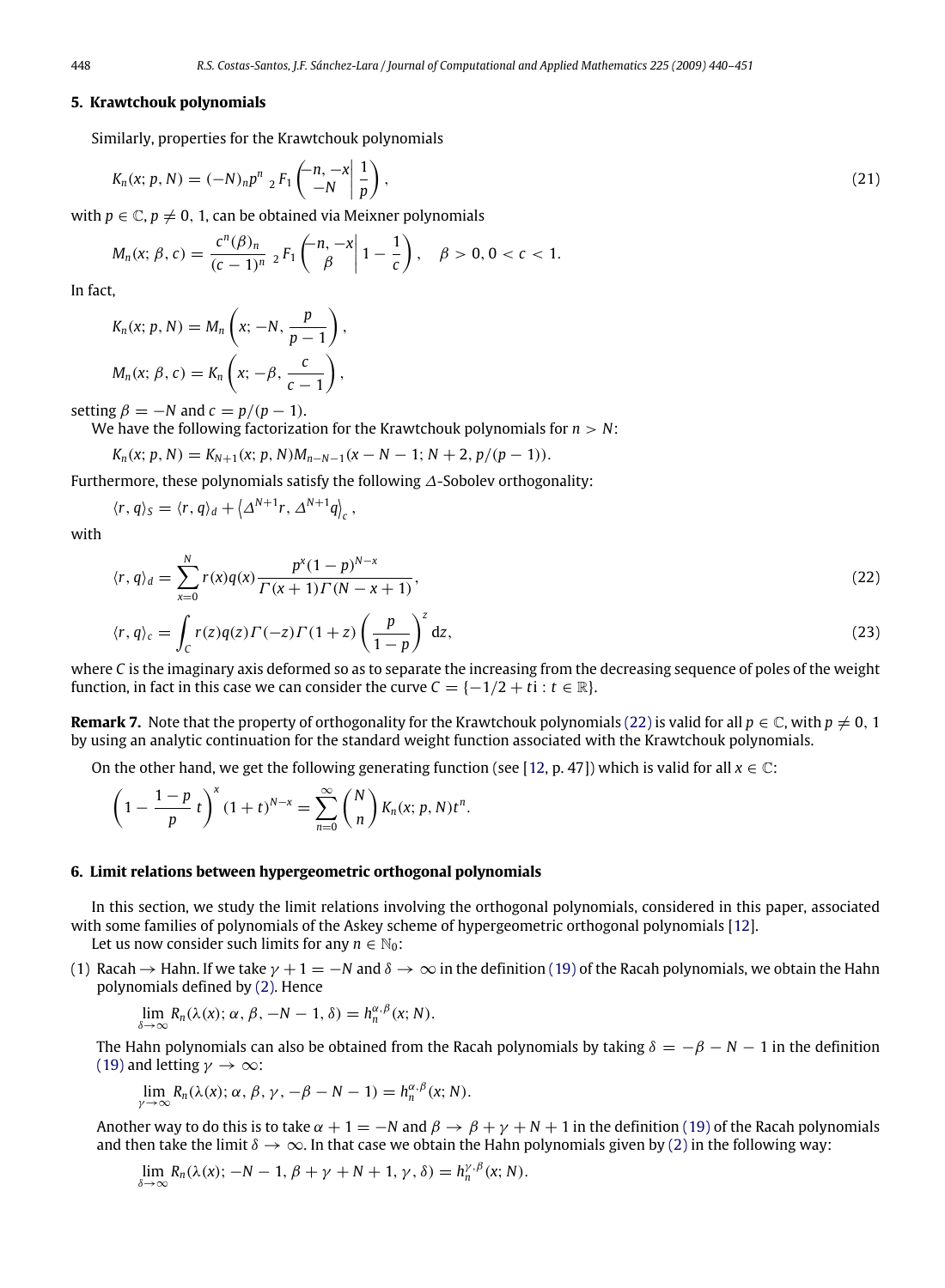## 5. Krawtchouk polynomials

Similarly, properties for the Krawtchouk polynomials

$$K_n(x; p, N) = (-N)_n p^n \; {}_2F_1\left( \begin{matrix} -n, -x \\ -N \end{matrix} \middle| \, \frac{1}{p} \right), \tag{21}$$

with $p \in \mathbb{C}$, $p \neq 0, 1$, can be obtained via Meixner polynomials

$$M_n(x; \beta, c) = \frac{c^n (\beta)_n}{(c-1)^n} \; {}_2F_1\left( \begin{matrix} -n, -x \\ \beta \end{matrix} \middle| \, 1 - \frac{1}{c} \right), \quad \beta > 0, 0 < c < 1.$$

In fact,

$$K_n(x; p, N) = M_n\left(x; -N, \frac{p}{p-1}\right),$$

$$M_n(x; \beta, c) = K_n\left(x; -\beta, \frac{c}{c-1}\right),$$

setting $\beta = -N$ and $c = p/(p-1)$.

We have the following factorization for the Krawtchouk polynomials for $n > N$:

$$K_n(x; p, N) = K_{N+1}(x; p, N) M_{n-N-1}(x - N - 1; N + 2, p/(p-1)).$$

Furthermore, these polynomials satisfy the following $\Delta$-Sobolev orthogonality:

$$\langle r, q \rangle_S = \langle r, q \rangle_d + \left\langle \Delta^{N+1} r, \Delta^{N+1} q \right\rangle_c,$$

with

$$\langle r, q \rangle_d = \sum_{x=0}^{N} r(x) q(x) \frac{p^x (1-p)^{N-x}}{\Gamma(x+1)\Gamma(N-x+1)}, \tag{22}$$

$$\langle r, q \rangle_c = \int_C r(z) q(z) \Gamma(-z) \Gamma(1+z) \left( \frac{p}{1-p} \right)^z \mathrm{d}z, \tag{23}$$

where $C$ is the imaginary axis deformed so as to separate the increasing from the decreasing sequence of poles of the weight function, in fact in this case we can consider the curve $C = \{-1/2 + t\mathrm{i} : t \in \mathbb{R}\}$.

**Remark 7.** Note that the property of orthogonality for the Krawtchouk polynomials (22) is valid for all $p \in \mathbb{C}$, with $p \neq 0, 1$ by using an analytic continuation for the standard weight function associated with the Krawtchouk polynomials.

On the other hand, we get the following generating function (see [12, p. 47]) which is valid for all $x \in \mathbb{C}$:

$$\left(1 - \frac{1-p}{p} t\right)^x (1+t)^{N-x} = \sum_{n=0}^{\infty} \binom{N}{n} K_n(x; p, N) t^n.$$

## 6. Limit relations between hypergeometric orthogonal polynomials

In this section, we study the limit relations involving the orthogonal polynomials, considered in this paper, associated with some families of polynomials of the Askey scheme of hypergeometric orthogonal polynomials [12].

Let us now consider such limits for any $n \in \mathbb{N}_0$:

(1) Racah $\to$ Hahn. If we take $\gamma + 1 = -N$ and $\delta \to \infty$ in the definition (19) of the Racah polynomials, we obtain the Hahn polynomials defined by (2). Hence

$$\lim_{\delta \to \infty} R_n(\lambda(x); \alpha, \beta, -N-1, \delta) = h_n^{\alpha,\beta}(x; N).$$

The Hahn polynomials can also be obtained from the Racah polynomials by taking $\delta = -\beta - N - 1$ in the definition (19) and letting $\gamma \to \infty$:

$$\lim_{\gamma \to \infty} R_n(\lambda(x); \alpha, \beta, \gamma, -\beta - N - 1) = h_n^{\alpha,\beta}(x; N).$$

Another way to do this is to take $\alpha + 1 = -N$ and $\beta \to \beta + \gamma + N + 1$ in the definition (19) of the Racah polynomials and then take the limit $\delta \to \infty$. In that case we obtain the Hahn polynomials given by (2) in the following way:

$$\lim_{\delta \to \infty} R_n(\lambda(x); -N-1, \beta + \gamma + N + 1, \gamma, \delta) = h_n^{\gamma,\beta}(x; N).$$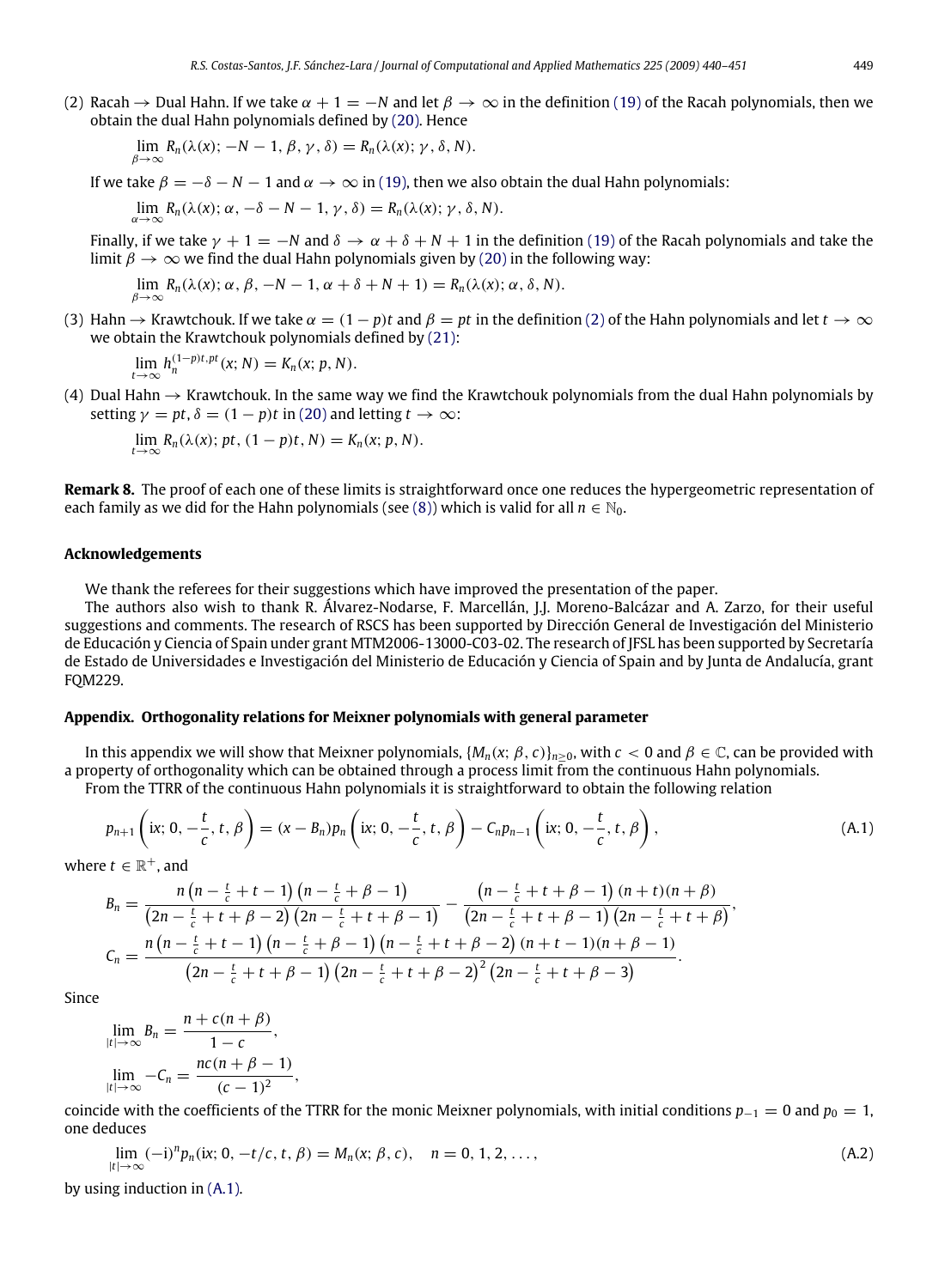(2) Racah → Dual Hahn. If we take $\alpha + 1 = -N$ and let $\beta \to \infty$ in the definition (19) of the Racah polynomials, then we obtain the dual Hahn polynomials defined by (20). Hence

$$\lim_{\beta\to\infty} R_n(\lambda(x); -N-1, \beta, \gamma, \delta) = R_n(\lambda(x); \gamma, \delta, N).$$

If we take $\beta = -\delta - N - 1$ and $\alpha \to \infty$ in (19), then we also obtain the dual Hahn polynomials:

$$\lim_{\alpha\to\infty} R_n(\lambda(x); \alpha, -\delta - N - 1, \gamma, \delta) = R_n(\lambda(x); \gamma, \delta, N).$$

Finally, if we take $\gamma + 1 = -N$ and $\delta \to \alpha + \delta + N + 1$ in the definition (19) of the Racah polynomials and take the limit $\beta \to \infty$ we find the dual Hahn polynomials given by (20) in the following way:

$$\lim_{\beta\to\infty} R_n(\lambda(x); \alpha, \beta, -N-1, \alpha + \delta + N + 1) = R_n(\lambda(x); \alpha, \delta, N).$$

(3) Hahn → Krawtchouk. If we take $\alpha = (1-p)t$ and $\beta = pt$ in the definition (2) of the Hahn polynomials and let $t \to \infty$ we obtain the Krawtchouk polynomials defined by (21):

$$\lim_{t\to\infty} h_n^{(1-p)t, pt}(x; N) = K_n(x; p, N).$$

(4) Dual Hahn → Krawtchouk. In the same way we find the Krawtchouk polynomials from the dual Hahn polynomials by setting $\gamma = pt$, $\delta = (1-p)t$ in (20) and letting $t \to \infty$:

$$\lim_{t\to\infty} R_n(\lambda(x); pt, (1-p)t, N) = K_n(x; p, N).$$

**Remark 8.** The proof of each one of these limits is straightforward once one reduces the hypergeometric representation of each family as we did for the Hahn polynomials (see (8)) which is valid for all $n \in \mathbb{N}_0$.

## Acknowledgements

We thank the referees for their suggestions which have improved the presentation of the paper.

The authors also wish to thank R. Álvarez-Nodarse, F. Marcellán, J.J. Moreno-Balcázar and A. Zarzo, for their useful suggestions and comments. The research of RSCS has been supported by Dirección General de Investigación del Ministerio de Educación y Ciencia of Spain under grant MTM2006-13000-C03-02. The research of JFSL has been supported by Secretaría de Estado de Universidades e Investigación del Ministerio de Educación y Ciencia of Spain and by Junta de Andalucía, grant FQM229.

## Appendix. Orthogonality relations for Meixner polynomials with general parameter

In this appendix we will show that Meixner polynomials, $\{M_n(x; \beta, c)\}_{n\geq 0}$, with $c < 0$ and $\beta \in \mathbb{C}$, can be provided with a property of orthogonality which can be obtained through a process limit from the continuous Hahn polynomials.

From the TTRR of the continuous Hahn polynomials it is straightforward to obtain the following relation

$$p_{n+1}\left(\mathrm{i}x; 0, -\frac{t}{c}, t, \beta\right) = (x - B_n)p_n\left(\mathrm{i}x; 0, -\frac{t}{c}, t, \beta\right) - C_n p_{n-1}\left(\mathrm{i}x; 0, -\frac{t}{c}, t, \beta\right), \tag{A.1}$$

where $t \in \mathbb{R}^+$, and

$$B_n = \frac{n\left(n - \frac{t}{c} + t - 1\right)\left(n - \frac{t}{c} + \beta - 1\right)}{\left(2n - \frac{t}{c} + t + \beta - 2\right)\left(2n - \frac{t}{c} + t + \beta - 1\right)} - \frac{\left(n - \frac{t}{c} + t + \beta - 1\right)(n+t)(n+\beta)}{\left(2n - \frac{t}{c} + t + \beta - 1\right)\left(2n - \frac{t}{c} + t + \beta\right)},$$

$$C_n = \frac{n\left(n - \frac{t}{c} + t - 1\right)\left(n - \frac{t}{c} + \beta - 1\right)\left(n - \frac{t}{c} + t + \beta - 2\right)(n+t-1)(n+\beta-1)}{\left(2n - \frac{t}{c} + t + \beta - 1\right)\left(2n - \frac{t}{c} + t + \beta - 2\right)^2\left(2n - \frac{t}{c} + t + \beta - 3\right)}.$$

Since

$$\lim_{|t|\to\infty} B_n = \frac{n + c(n+\beta)}{1-c},$$

$$\lim_{|t|\to\infty} -C_n = \frac{nc(n+\beta-1)}{(c-1)^2},$$

coincide with the coefficients of the TTRR for the monic Meixner polynomials, with initial conditions $p_{-1} = 0$ and $p_0 = 1$, one deduces

$$\lim_{|t|\to\infty} (-\mathrm{i})^n p_n(\mathrm{i}x; 0, -t/c, t, \beta) = M_n(x; \beta, c), \quad n = 0, 1, 2, \ldots, \tag{A.2}$$

by using induction in (A.1).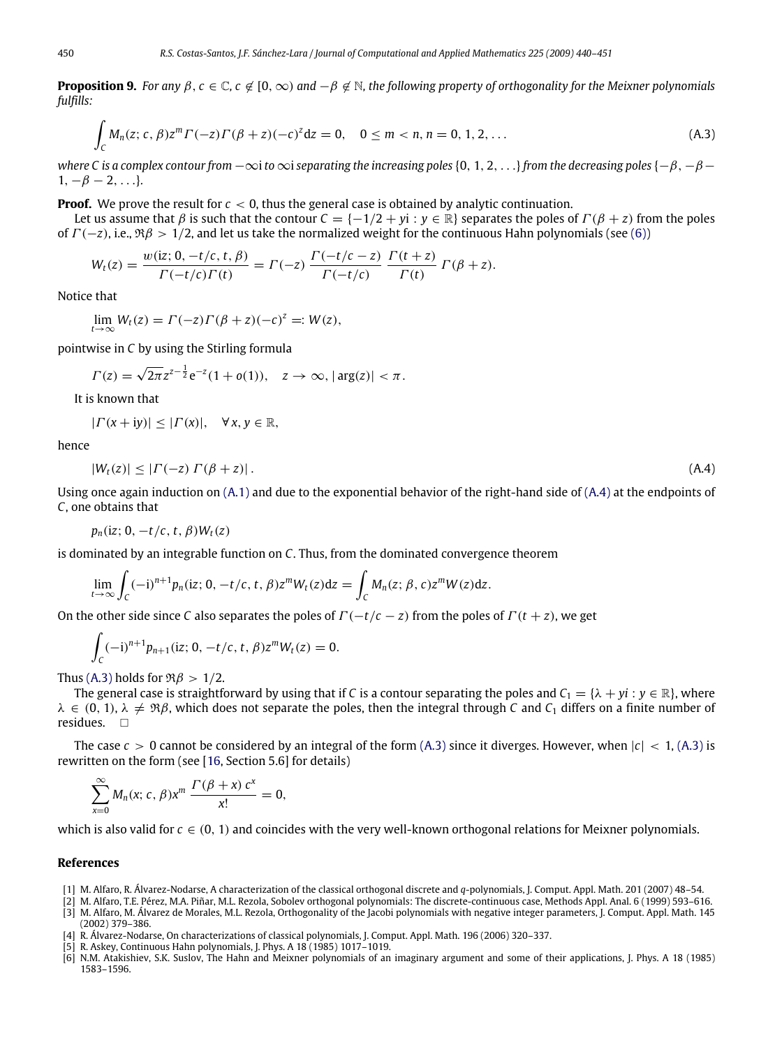**Proposition 9.** *For any $\beta, c \in \mathbb{C}$, $c \notin [0, \infty)$ and $-\beta \notin \mathbb{N}$, the following property of orthogonality for the Meixner polynomials fulfills:*

$$\int_C M_n(z; c, \beta) z^m \Gamma(-z)\Gamma(\beta + z)(-c)^z \mathrm{d}z = 0, \quad 0 \le m < n, n = 0, 1, 2, \dots \tag{A.3}$$

*where $C$ is a complex contour from $-\infty\mathrm{i}$ to $\infty\mathrm{i}$ separating the increasing poles $\{0, 1, 2, \dots\}$ from the decreasing poles $\{-\beta, -\beta - 1, -\beta - 2, \dots\}$.*

**Proof.** We prove the result for $c < 0$, thus the general case is obtained by analytic continuation.

Let us assume that $\beta$ is such that the contour $C = \{-1/2 + y\mathrm{i} : y \in \mathbb{R}\}$ separates the poles of $\Gamma(\beta + z)$ from the poles of $\Gamma(-z)$, i.e., $\Re\beta > 1/2$, and let us take the normalized weight for the continuous Hahn polynomials (see (6))

$$W_t(z) = \frac{w(\mathrm{i}z; 0, -t/c, t, \beta)}{\Gamma(-t/c)\Gamma(t)} = \Gamma(-z)\,\frac{\Gamma(-t/c - z)}{\Gamma(-t/c)}\,\frac{\Gamma(t + z)}{\Gamma(t)}\,\Gamma(\beta + z).$$

Notice that

$$\lim_{t\to\infty} W_t(z) = \Gamma(-z)\Gamma(\beta + z)(-c)^z =: W(z),$$

pointwise in $C$ by using the Stirling formula

$$\Gamma(z) = \sqrt{2\pi} z^{z-\frac{1}{2}} \mathrm{e}^{-z}(1 + o(1)), \quad z \to \infty, |\arg(z)| < \pi.$$

It is known that

$$|\Gamma(x + \mathrm{i}y)| \le |\Gamma(x)|, \quad \forall x, y \in \mathbb{R},$$

hence

$$|W_t(z)| \le |\Gamma(-z)\,\Gamma(\beta + z)|. \tag{A.4}$$

Using once again induction on (A.1) and due to the exponential behavior of the right-hand side of (A.4) at the endpoints of $C$, one obtains that

$$p_n(\mathrm{i}z; 0, -t/c, t, \beta)W_t(z)$$

is dominated by an integrable function on $C$. Thus, from the dominated convergence theorem

$$\lim_{t\to\infty} \int_C (-\mathrm{i})^{n+1} p_n(\mathrm{i}z; 0, -t/c, t, \beta) z^m W_t(z)\mathrm{d}z = \int_C M_n(z; \beta, c) z^m W(z)\mathrm{d}z.$$

On the other side since $C$ also separates the poles of $\Gamma(-t/c - z)$ from the poles of $\Gamma(t + z)$, we get

$$\int_C (-\mathrm{i})^{n+1} p_{n+1}(\mathrm{i}z; 0, -t/c, t, \beta) z^m W_t(z) = 0.$$

Thus (A.3) holds for $\Re\beta > 1/2$.

The general case is straightforward by using that if $C$ is a contour separating the poles and $C_1 = \{\lambda + yi : y \in \mathbb{R}\}$, where $\lambda \in (0, 1)$, $\lambda \ne \Re\beta$, which does not separate the poles, then the integral through $C$ and $C_1$ differs on a finite number of residues. □

The case $c > 0$ cannot be considered by an integral of the form (A.3) since it diverges. However, when $|c| < 1$, (A.3) is rewritten on the form (see [16, Section 5.6] for details)

$$\sum_{x=0}^{\infty} M_n(x; c, \beta) x^m \,\frac{\Gamma(\beta + x)\, c^x}{x!} = 0,$$

which is also valid for $c \in (0, 1)$ and coincides with the very well-known orthogonal relations for Meixner polynomials.

## References

[1] M. Alfaro, R. Álvarez-Nodarse, A characterization of the classical orthogonal discrete and $q$-polynomials, J. Comput. Appl. Math. 201 (2007) 48–54.

[2] M. Alfaro, T.E. Pérez, M.A. Piñar, M.L. Rezola, Sobolev orthogonal polynomials: The discrete-continuous case, Methods Appl. Anal. 6 (1999) 593–616.

[3] M. Alfaro, M. Álvarez de Morales, M.L. Rezola, Orthogonality of the Jacobi polynomials with negative integer parameters, J. Comput. Appl. Math. 145 (2002) 379–386.

[4] R. Álvarez-Nodarse, On characterizations of classical polynomials, J. Comput. Appl. Math. 196 (2006) 320–337.

[5] R. Askey, Continuous Hahn polynomials, J. Phys. A 18 (1985) 1017–1019.

[6] N.M. Atakishiev, S.K. Suslov, The Hahn and Meixner polynomials of an imaginary argument and some of their applications, J. Phys. A 18 (1985) 1583–1596.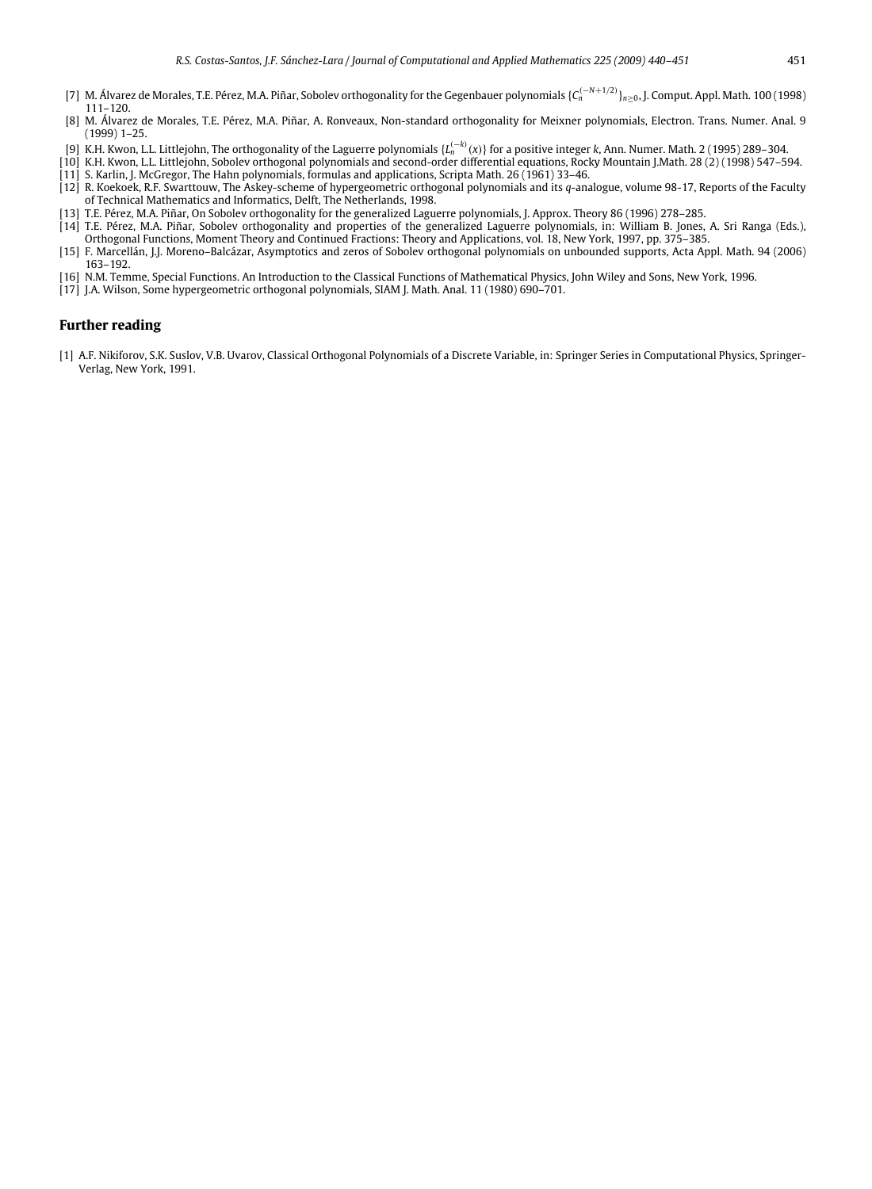[7] M. Álvarez de Morales, T.E. Pérez, M.A. Piñar, Sobolev orthogonality for the Gegenbauer polynomials $\{C_n^{(-N+1/2)}\}_{n\geq 0}$, J. Comput. Appl. Math. 100 (1998) 111–120.

[8] M. Álvarez de Morales, T.E. Pérez, M.A. Piñar, A. Ronveaux, Non-standard orthogonality for Meixner polynomials, Electron. Trans. Numer. Anal. 9 (1999) 1–25.

[9] K.H. Kwon, L.L. Littlejohn, The orthogonality of the Laguerre polynomials $\{L_n^{(-k)}(x)\}$ for a positive integer $k$, Ann. Numer. Math. 2 (1995) 289–304.

[10] K.H. Kwon, L.L. Littlejohn, Sobolev orthogonal polynomials and second-order differential equations, Rocky Mountain J.Math. 28 (2) (1998) 547–594.

[11] S. Karlin, J. McGregor, The Hahn polynomials, formulas and applications, Scripta Math. 26 (1961) 33–46.

[12] R. Koekoek, R.F. Swarttouw, The Askey-scheme of hypergeometric orthogonal polynomials and its $q$-analogue, volume 98-17, Reports of the Faculty of Technical Mathematics and Informatics, Delft, The Netherlands, 1998.

[13] T.E. Pérez, M.A. Piñar, On Sobolev orthogonality for the generalized Laguerre polynomials, J. Approx. Theory 86 (1996) 278–285.

[14] T.E. Pérez, M.A. Piñar, Sobolev orthogonality and properties of the generalized Laguerre polynomials, in: William B. Jones, A. Sri Ranga (Eds.), Orthogonal Functions, Moment Theory and Continued Fractions: Theory and Applications, vol. 18, New York, 1997, pp. 375–385.

[15] F. Marcellán, J.J. Moreno–Balcázar, Asymptotics and zeros of Sobolev orthogonal polynomials on unbounded supports, Acta Appl. Math. 94 (2006) 163–192.

[16] N.M. Temme, Special Functions. An Introduction to the Classical Functions of Mathematical Physics, John Wiley and Sons, New York, 1996.

[17] J.A. Wilson, Some hypergeometric orthogonal polynomials, SIAM J. Math. Anal. 11 (1980) 690–701.

## Further reading

[1] A.F. Nikiforov, S.K. Suslov, V.B. Uvarov, Classical Orthogonal Polynomials of a Discrete Variable, in: Springer Series in Computational Physics, Springer-Verlag, New York, 1991.